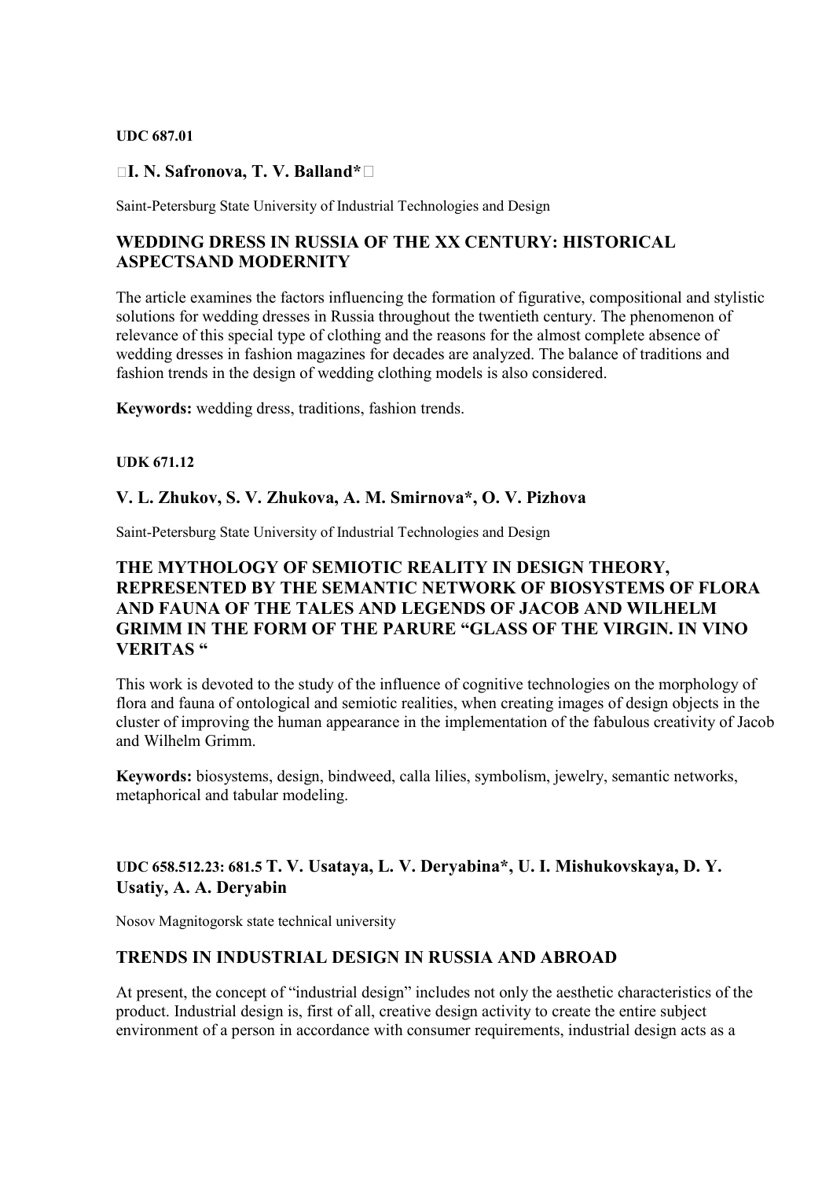**UDC 687.01**

### I. N. Safronova, T. V. Balland*

Saint-Petersburg State University of Industrial Technologies and Design

## WEDDING DRESS IN RUSSIA OF THE XX CENTURY: HISTORICAL ASPECTSAND MODERNITY

The article examines the factors influencing the formation of figurative, compositional and stylistic solutions for wedding dresses in Russia throughout the twentieth century. The phenomenon of relevance of this special type of clothing and the reasons for the almost complete absence of wedding dresses in fashion magazines for decades are analyzed. The balance of traditions and fashion trends in the design of wedding clothing models is also considered.

**Keywords:** wedding dress, traditions, fashion trends.

**UDK 671.12**

### V. L. Zhukov, S. V. Zhukova, A. M. Smirnova*, O. V. Pizhova

Saint-Petersburg State University of Industrial Technologies and Design

## THE MYTHOLOGY OF SEMIOTIC REALITY IN DESIGN THEORY, REPRESENTED BY THE SEMANTIC NETWORK OF BIOSYSTEMS OF FLORA AND FAUNA OF THE TALES AND LEGENDS OF JACOB AND WILHELM GRIMM IN THE FORM OF THE PARURE "GLASS OF THE VIRGIN. IN VINO VERITAS "

This work is devoted to the study of the influence of cognitive technologies on the morphology of flora and fauna of ontological and semiotic realities, when creating images of design objects in the cluster of improving the human appearance in the implementation of the fabulous creativity of Jacob and Wilhelm Grimm.

**Keywords:** biosystems, design, bindweed, calla lilies, symbolism, jewelry, semantic networks, metaphorical and tabular modeling.

### UDC 658.512.23: 681.5 T. V. Usataya, L. V. Deryabina*, U. I. Mishukovskaya, D. Y. Usatiy, A. A. Deryabin

Nosov Magnitogorsk state technical university

## TRENDS IN INDUSTRIAL DESIGN IN RUSSIA AND ABROAD

At present, the concept of "industrial design" includes not only the aesthetic characteristics of the product. Industrial design is, first of all, creative design activity to create the entire subject environment of a person in accordance with consumer requirements, industrial design acts as a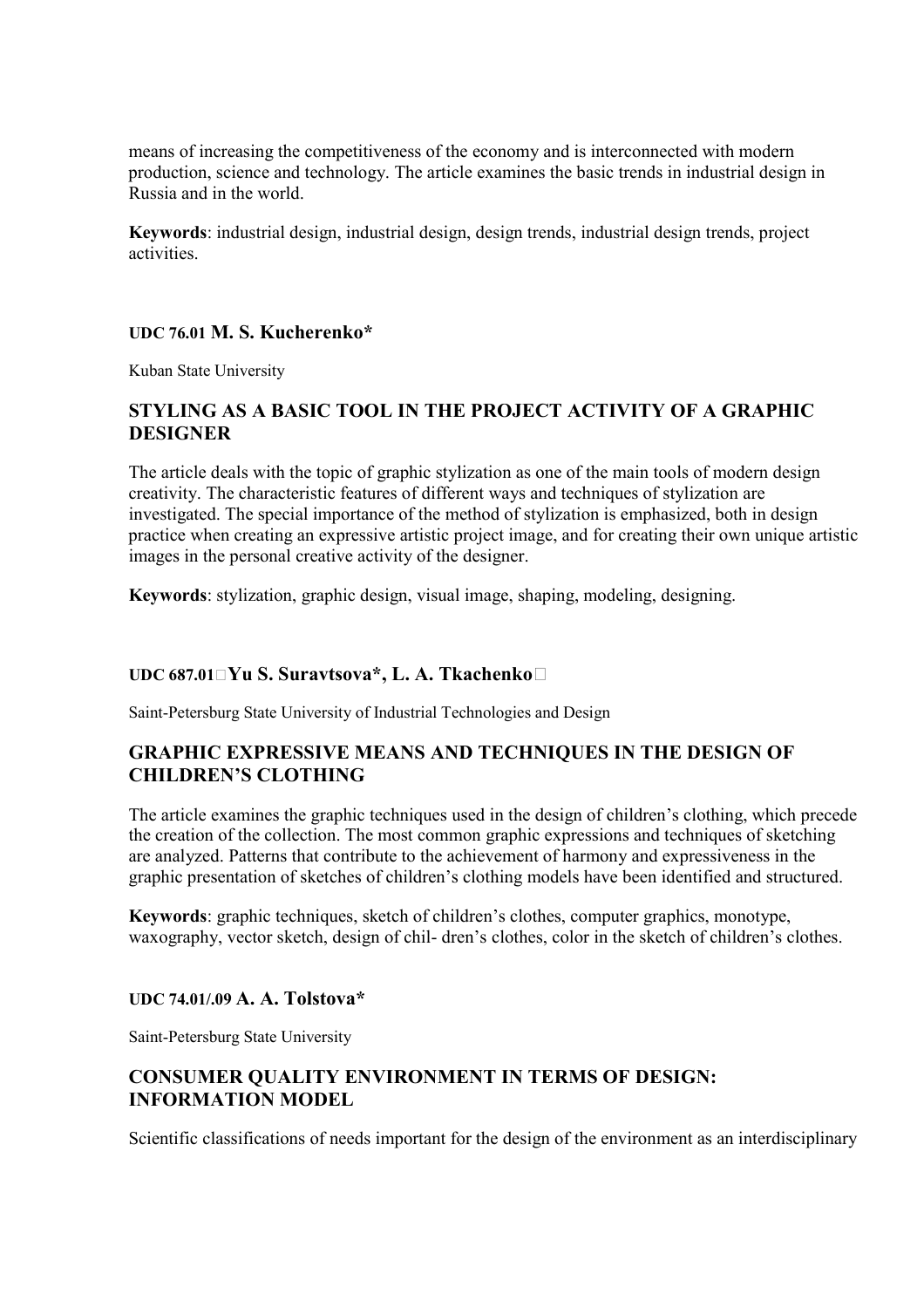means of increasing the competitiveness of the economy and is interconnected with modern production, science and technology. The article examines the basic trends in industrial design in Russia and in the world.

**Keywords**: industrial design, industrial design, design trends, industrial design trends, project activities.

#### UDC 76.01 M. S. Kucherenko*

Kuban State University

### STYLING AS A BASIC TOOL IN THE PROJECT ACTIVITY OF A GRAPHIC DESIGNER

The article deals with the topic of graphic stylization as one of the main tools of modern design creativity. The characteristic features of different ways and techniques of stylization are investigated. The special importance of the method of stylization is emphasized, both in design practice when creating an expressive artistic project image, and for creating their own unique artistic images in the personal creative activity of the designer.

**Keywords**: stylization, graphic design, visual image, shaping, modeling, designing.

#### UDC 687.01 Yu S. Suravtsova*, L. A. Tkachenko

Saint-Petersburg State University of Industrial Technologies and Design

### GRAPHIC EXPRESSIVE MEANS AND TECHNIQUES IN THE DESIGN OF CHILDREN'S CLOTHING

The article examines the graphic techniques used in the design of children's clothing, which precede the creation of the collection. The most common graphic expressions and techniques of sketching are analyzed. Patterns that contribute to the achievement of harmony and expressiveness in the graphic presentation of sketches of children's clothing models have been identified and structured.

**Keywords**: graphic techniques, sketch of children's clothes, computer graphics, monotype, waxography, vector sketch, design of chil- dren's clothes, color in the sketch of children's clothes.

#### UDC 74.01/.09 A. A. Tolstova*

Saint-Petersburg State University

### CONSUMER QUALITY ENVIRONMENT IN TERMS OF DESIGN: INFORMATION MODEL

Scientific classifications of needs important for the design of the environment as an interdisciplinary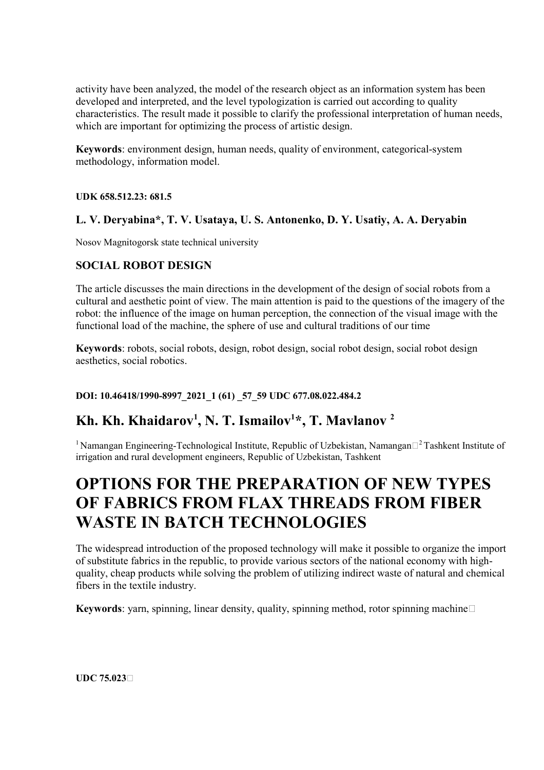activity have been analyzed, the model of the research object as an information system has been developed and interpreted, and the level typologization is carried out according to quality characteristics. The result made it possible to clarify the professional interpretation of human needs, which are important for optimizing the process of artistic design.

**Keywords**: environment design, human needs, quality of environment, categorical-system methodology, information model.

**UDK 658.512.23: 681.5**

### L. V. Deryabina*, T. V. Usataya, U. S. Antonenko, D. Y. Usatiy, A. A. Deryabin

Nosov Magnitogorsk state technical university

### SOCIAL ROBOT DESIGN

The article discusses the main directions in the development of the design of social robots from a cultural and aesthetic point of view. The main attention is paid to the questions of the imagery of the robot: the influence of the image on human perception, the connection of the visual image with the functional load of the machine, the sphere of use and cultural traditions of our time

**Keywords**: robots, social robots, design, robot design, social robot design, social robot design aesthetics, social robotics.

**DOI: 10.46418/1990-8997_2021_1 (61) _57_59 UDC 677.08.022.484.2**

## Kh. Kh. Khaidarov[1], N. T. Ismailov[1]*, T. Mavlanov [2]

[1] Namangan Engineering-Technological Institute, Republic of Uzbekistan, Namangan [2] Tashkent Institute of irrigation and rural development engineers, Republic of Uzbekistan, Tashkent

# OPTIONS FOR THE PREPARATION OF NEW TYPES OF FABRICS FROM FLAX THREADS FROM FIBER WASTE IN BATCH TECHNOLOGIES

The widespread introduction of the proposed technology will make it possible to organize the import of substitute fabrics in the republic, to provide various sectors of the national economy with high-quality, cheap products while solving the problem of utilizing indirect waste of natural and chemical fibers in the textile industry.

**Keywords**: yarn, spinning, linear density, quality, spinning method, rotor spinning machine

**UDC 75.023**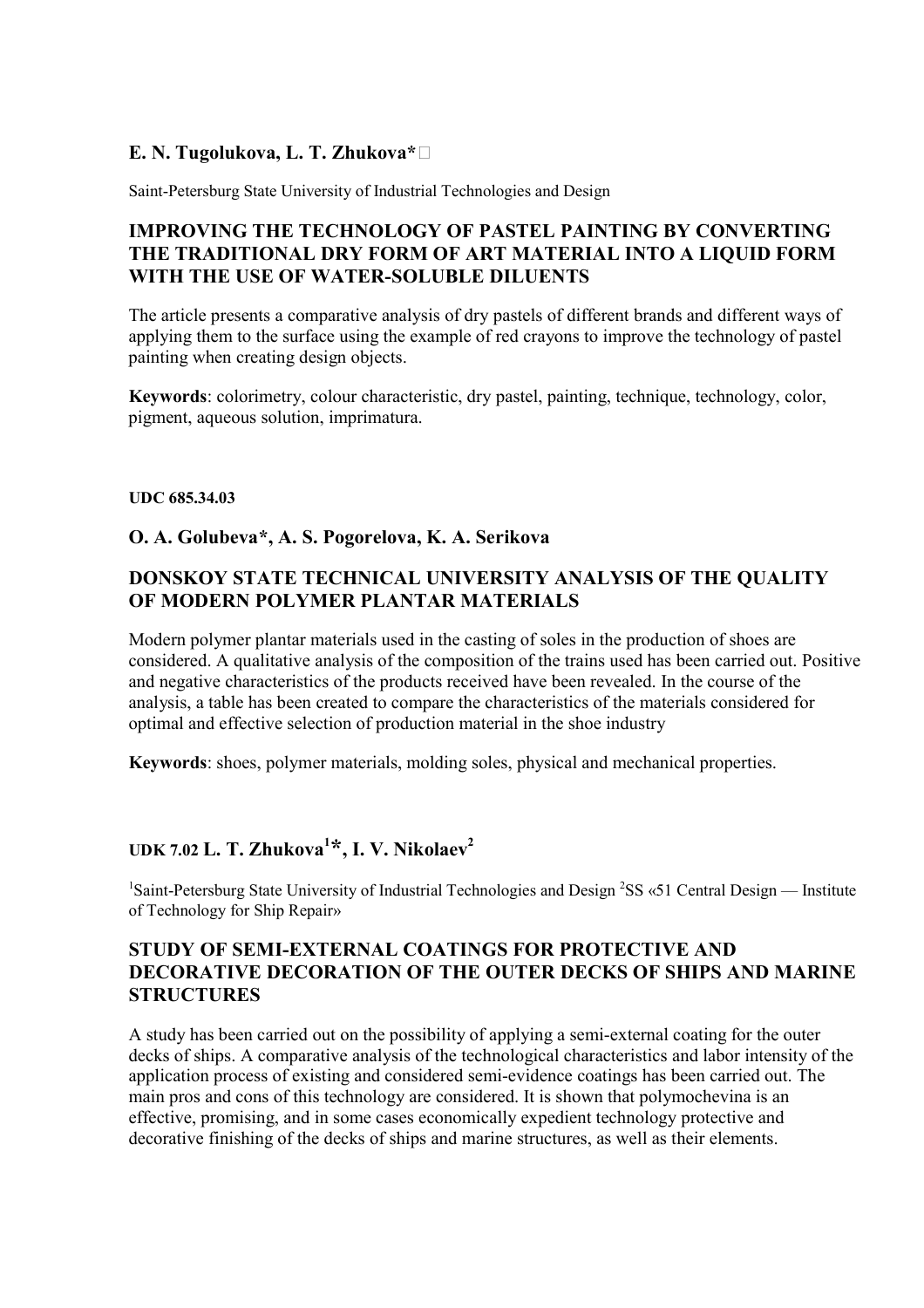**E. N. Tugolukova, L. T. Zhukova*** 

Saint-Petersburg State University of Industrial Technologies and Design

## IMPROVING THE TECHNOLOGY OF PASTEL PAINTING BY CONVERTING THE TRADITIONAL DRY FORM OF ART MATERIAL INTO A LIQUID FORM WITH THE USE OF WATER-SOLUBLE DILUENTS

The article presents a comparative analysis of dry pastels of different brands and different ways of applying them to the surface using the example of red crayons to improve the technology of pastel painting when creating design objects.

**Keywords**: colorimetry, colour characteristic, dry pastel, painting, technique, technology, color, pigment, aqueous solution, imprimatura.

**UDC 685.34.03**

**O. A. Golubeva*, A. S. Pogorelova, K. A. Serikova**

## DONSKOY STATE TECHNICAL UNIVERSITY ANALYSIS OF THE QUALITY OF MODERN POLYMER PLANTAR MATERIALS

Modern polymer plantar materials used in the casting of soles in the production of shoes are considered. A qualitative analysis of the composition of the trains used has been carried out. Positive and negative characteristics of the products received have been revealed. In the course of the analysis, a table has been created to compare the characteristics of the materials considered for optimal and effective selection of production material in the shoe industry

**Keywords**: shoes, polymer materials, molding soles, physical and mechanical properties.

UDK 7.02 **L. T. Zhukova[1]*, I. V. Nikolaev[2]**

[1]Saint-Petersburg State University of Industrial Technologies and Design [2]SS «51 Central Design — Institute of Technology for Ship Repair»

## STUDY OF SEMI-EXTERNAL COATINGS FOR PROTECTIVE AND DECORATIVE DECORATION OF THE OUTER DECKS OF SHIPS AND MARINE STRUCTURES

A study has been carried out on the possibility of applying a semi-external coating for the outer decks of ships. A comparative analysis of the technological characteristics and labor intensity of the application process of existing and considered semi-evidence coatings has been carried out. The main pros and cons of this technology are considered. It is shown that polymochevina is an effective, promising, and in some cases economically expedient technology protective and decorative finishing of the decks of ships and marine structures, as well as their elements.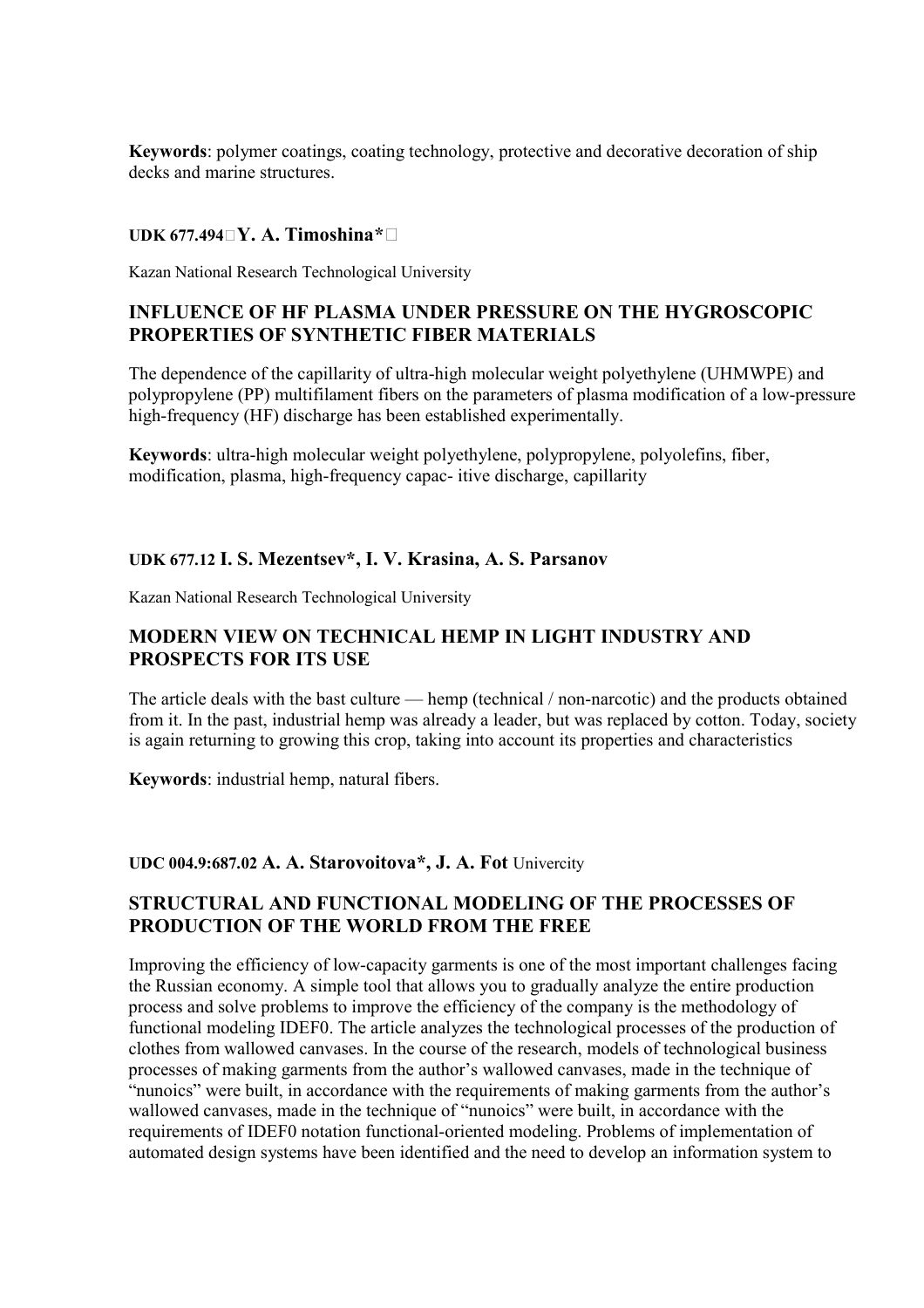**Keywords**: polymer coatings, coating technology, protective and decorative decoration of ship decks and marine structures.

**UDK 677.494 Y. A. Timoshina***

Kazan National Research Technological University

## INFLUENCE OF HF PLASMA UNDER PRESSURE ON THE HYGROSCOPIC PROPERTIES OF SYNTHETIC FIBER MATERIALS

The dependence of the capillarity of ultra-high molecular weight polyethylene (UHMWPE) and polypropylene (PP) multifilament fibers on the parameters of plasma modification of a low-pressure high-frequency (HF) discharge has been established experimentally.

**Keywords**: ultra-high molecular weight polyethylene, polypropylene, polyolefins, fiber, modification, plasma, high-frequency capac- itive discharge, capillarity

**UDK 677.12 I. S. Mezentsev*, I. V. Krasina, A. S. Parsanov**

Kazan National Research Technological University

## MODERN VIEW ON TECHNICAL HEMP IN LIGHT INDUSTRY AND PROSPECTS FOR ITS USE

The article deals with the bast culture — hemp (technical / non-narcotic) and the products obtained from it. In the past, industrial hemp was already a leader, but was replaced by cotton. Today, society is again returning to growing this crop, taking into account its properties and characteristics

**Keywords**: industrial hemp, natural fibers.

**UDC 004.9:687.02 A. A. Starovoitova*, J. A. Fot** Univercity

## STRUCTURAL AND FUNCTIONAL MODELING OF THE PROCESSES OF PRODUCTION OF THE WORLD FROM THE FREE

Improving the efficiency of low-capacity garments is one of the most important challenges facing the Russian economy. A simple tool that allows you to gradually analyze the entire production process and solve problems to improve the efficiency of the company is the methodology of functional modeling IDEF0. The article analyzes the technological processes of the production of clothes from wallowed canvases. In the course of the research, models of technological business processes of making garments from the author's wallowed canvases, made in the technique of "nunoics" were built, in accordance with the requirements of making garments from the author's wallowed canvases, made in the technique of "nunoics" were built, in accordance with the requirements of IDEF0 notation functional-oriented modeling. Problems of implementation of automated design systems have been identified and the need to develop an information system to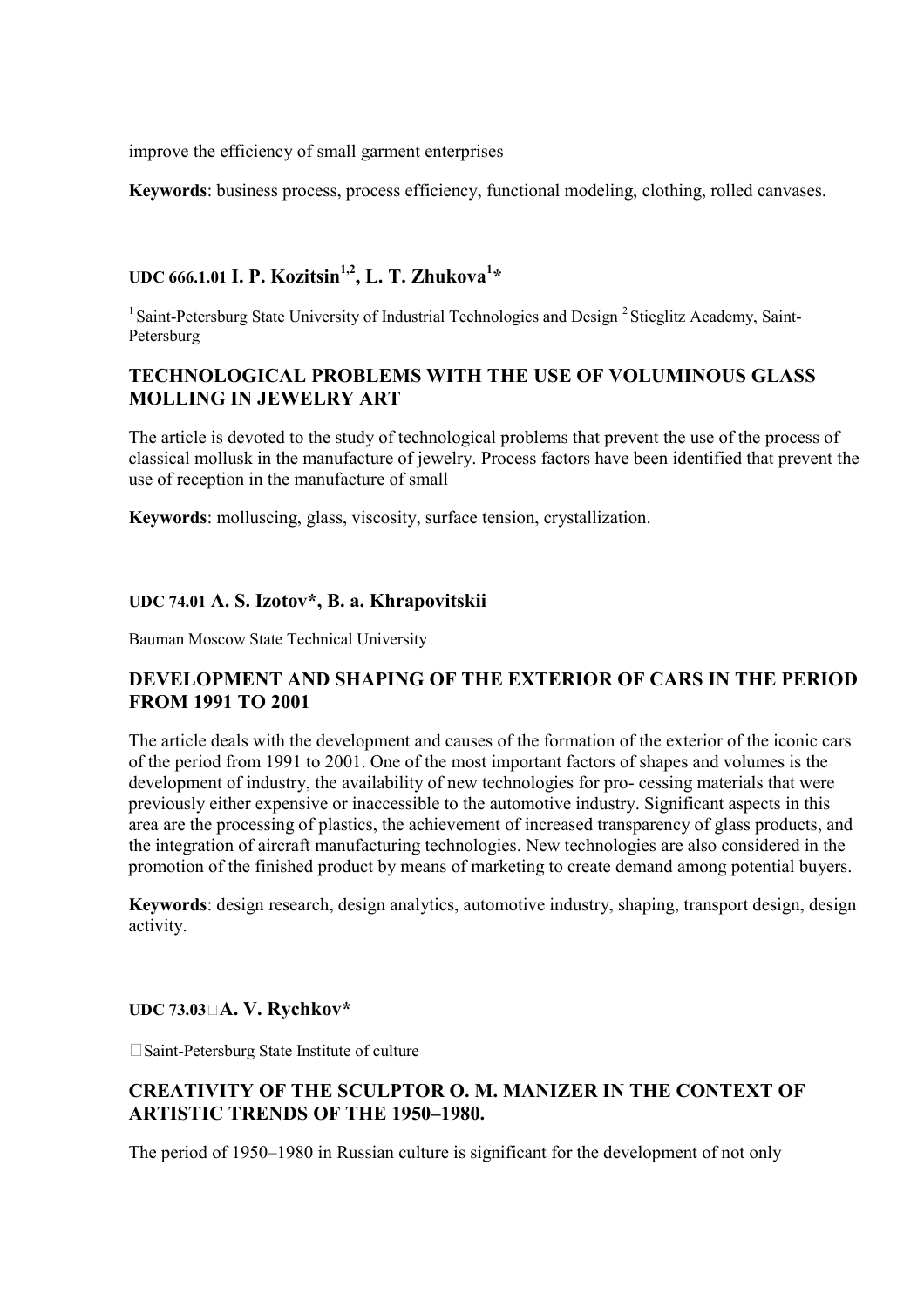improve the efficiency of small garment enterprises

**Keywords**: business process, process efficiency, functional modeling, clothing, rolled canvases.

## UDC 666.1.01 I. P. Kozitsin[1,2], L. T. Zhukova[1]*

[1] Saint-Petersburg State University of Industrial Technologies and Design [2] Stieglitz Academy, Saint-Petersburg

### TECHNOLOGICAL PROBLEMS WITH THE USE OF VOLUMINOUS GLASS MOLLING IN JEWELRY ART

The article is devoted to the study of technological problems that prevent the use of the process of classical mollusk in the manufacture of jewelry. Process factors have been identified that prevent the use of reception in the manufacture of small

**Keywords**: molluscing, glass, viscosity, surface tension, crystallization.

## UDC 74.01 A. S. Izotov*, B. a. Khrapovitskii

Bauman Moscow State Technical University

### DEVELOPMENT AND SHAPING OF THE EXTERIOR OF CARS IN THE PERIOD FROM 1991 TO 2001

The article deals with the development and causes of the formation of the exterior of the iconic cars of the period from 1991 to 2001. One of the most important factors of shapes and volumes is the development of industry, the availability of new technologies for pro- cessing materials that were previously either expensive or inaccessible to the automotive industry. Significant aspects in this area are the processing of plastics, the achievement of increased transparency of glass products, and the integration of aircraft manufacturing technologies. New technologies are also considered in the promotion of the finished product by means of marketing to create demand among potential buyers.

**Keywords**: design research, design analytics, automotive industry, shaping, transport design, design activity.

## UDC 73.03 A. V. Rychkov*

Saint-Petersburg State Institute of culture

### CREATIVITY OF THE SCULPTOR O. M. MANIZER IN THE CONTEXT OF ARTISTIC TRENDS OF THE 1950–1980.

The period of 1950–1980 in Russian culture is significant for the development of not only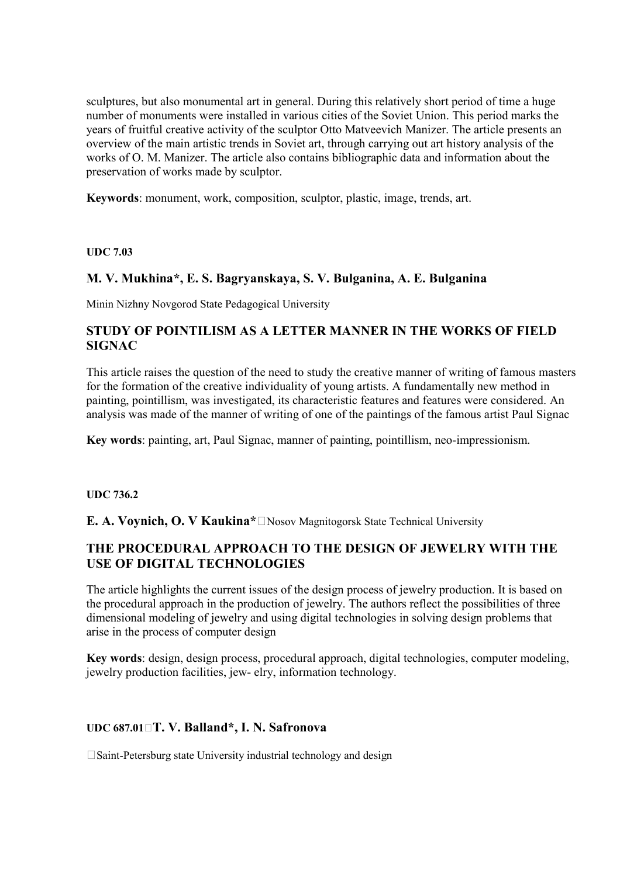sculptures, but also monumental art in general. During this relatively short period of time a huge number of monuments were installed in various cities of the Soviet Union. This period marks the years of fruitful creative activity of the sculptor Otto Matveevich Manizer. The article presents an overview of the main artistic trends in Soviet art, through carrying out art history analysis of the works of O. M. Manizer. The article also contains bibliographic data and information about the preservation of works made by sculptor.

**Keywords**: monument, work, composition, sculptor, plastic, image, trends, art.

**UDC 7.03**

### M. V. Mukhina*, E. S. Bagryanskaya, S. V. Bulganina, A. E. Bulganina

Minin Nizhny Novgorod State Pedagogical University

## STUDY OF POINTILISM AS A LETTER MANNER IN THE WORKS OF FIELD SIGNAC

This article raises the question of the need to study the creative manner of writing of famous masters for the formation of the creative individuality of young artists. A fundamentally new method in painting, pointillism, was investigated, its characteristic features and features were considered. An analysis was made of the manner of writing of one of the paintings of the famous artist Paul Signac

**Key words**: painting, art, Paul Signac, manner of painting, pointillism, neo-impressionism.

**UDC 736.2**

**E. A. Voynich, O. V Kaukina*** Nosov Magnitogorsk State Technical University

## THE PROCEDURAL APPROACH TO THE DESIGN OF JEWELRY WITH THE USE OF DIGITAL TECHNOLOGIES

The article highlights the current issues of the design process of jewelry production. It is based on the procedural approach in the production of jewelry. The authors reflect the possibilities of three dimensional modeling of jewelry and using digital technologies in solving design problems that arise in the process of computer design

**Key words**: design, design process, procedural approach, digital technologies, computer modeling, jewelry production facilities, jew- elry, information technology.

**UDC 687.01** **T. V. Balland*, I. N. Safronova**

Saint-Petersburg state University industrial technology and design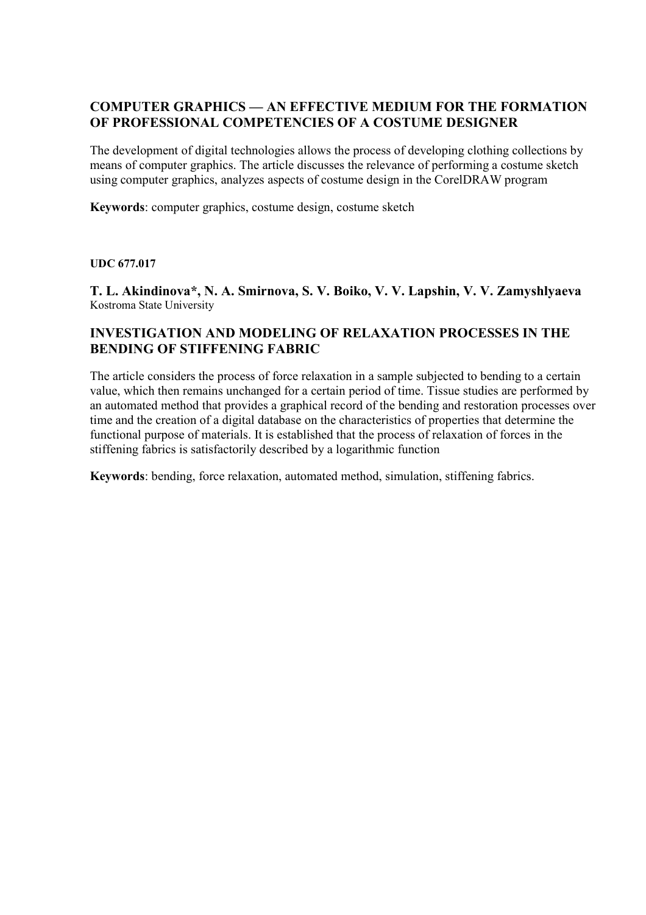## COMPUTER GRAPHICS — AN EFFECTIVE MEDIUM FOR THE FORMATION OF PROFESSIONAL COMPETENCIES OF A COSTUME DESIGNER

The development of digital technologies allows the process of developing clothing collections by means of computer graphics. The article discusses the relevance of performing a costume sketch using computer graphics, analyzes aspects of costume design in the CorelDRAW program

**Keywords**: computer graphics, costume design, costume sketch

**UDC 677.017**

**T. L. Akindinova*, N. A. Smirnova, S. V. Boiko, V. V. Lapshin, V. V. Zamyshlyaeva**
Kostroma State University

## INVESTIGATION AND MODELING OF RELAXATION PROCESSES IN THE BENDING OF STIFFENING FABRIC

The article considers the process of force relaxation in a sample subjected to bending to a certain value, which then remains unchanged for a certain period of time. Tissue studies are performed by an automated method that provides a graphical record of the bending and restoration processes over time and the creation of a digital database on the characteristics of properties that determine the functional purpose of materials. It is established that the process of relaxation of forces in the stiffening fabrics is satisfactorily described by a logarithmic function

**Keywords**: bending, force relaxation, automated method, simulation, stiffening fabrics.